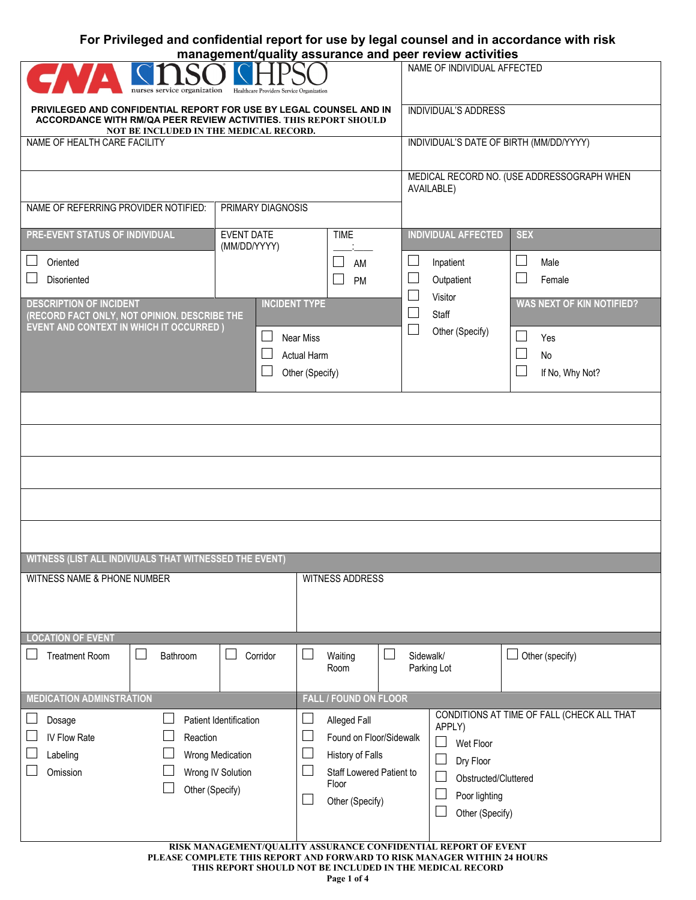**For Privileged and confidential report for use by legal counsel and in accordance with risk management/quality assurance and peer review activities**

CNA | NSO nurses service organization | HPSO Healthcare Providers Service Organization

**PRIVILEGED AND CONFIDENTIAL REPORT FOR USE BY LEGAL COUNSEL AND IN ACCORDANCE WITH RM/QA PEER REVIEW ACTIVITIES. THIS REPORT SHOULD NOT BE INCLUDED IN THE MEDICAL RECORD.**

NAME OF INDIVIDUAL AFFECTED

INDIVIDUAL'S ADDRESS

NAME OF HEALTH CARE FACILITY

INDIVIDUAL'S DATE OF BIRTH (MM/DD/YYYY)

MEDICAL RECORD NO. (USE ADDRESSOGRAPH WHEN AVAILABLE)

NAME OF REFERRING PROVIDER NOTIFIED:

PRIMARY DIAGNOSIS

| PRE-EVENT STATUS OF INDIVIDUAL | EVENT DATE (MM/DD/YYYY) | TIME ____:____ | INDIVIDUAL AFFECTED | SEX |
|---|---|---|---|---|
| ☐ Oriented<br>☐ Disoriented | | ☐ AM<br>☐ PM | ☐ Inpatient<br>☐ Outpatient<br>☐ Visitor<br>☐ Staff<br>☐ Other (Specify) | ☐ Male<br>☐ Female |

| DESCRIPTION OF INCIDENT (RECORD FACT ONLY, NOT OPINION. DESCRIBE THE EVENT AND CONTEXT IN WHICH IT OCCURRED ) | INCIDENT TYPE | WAS NEXT OF KIN NOTIFIED? |
|---|---|---|
| | ☐ Near Miss<br>☐ Actual Harm<br>☐ Other (Specify) | ☐ Yes<br>☐ No<br>☐ If No, Why Not? |

**WITNESS (LIST ALL INDIVIUALS THAT WITNESSED THE EVENT)**

| WITNESS NAME & PHONE NUMBER | WITNESS ADDRESS |
|---|---|
| | |

**LOCATION OF EVENT**

| ☐ Treatment Room | ☐ Bathroom | ☐ Corridor | ☐ Waiting Room | ☐ Sidewalk/ Parking Lot | ☐ Other (specify) |
|---|---|---|---|---|---|

| MEDICATION ADMINSTRATION | | FALL / FOUND ON FLOOR | CONDITIONS AT TIME OF FALL (CHECK ALL THAT APPLY) |
|---|---|---|---|
| ☐ Dosage<br>☐ IV Flow Rate<br>☐ Labeling<br>☐ Omission | ☐ Patient Identification<br>☐ Reaction<br>☐ Wrong Medication<br>☐ Wrong IV Solution<br>☐ Other (Specify) | ☐ Alleged Fall<br>☐ Found on Floor/Sidewalk<br>☐ History of Falls<br>☐ Staff Lowered Patient to Floor<br>☐ Other (Specify) | ☐ Wet Floor<br>☐ Dry Floor<br>☐ Obstructed/Cluttered<br>☐ Poor lighting<br>☐ Other (Specify) |

**RISK MANAGEMENT/QUALITY ASSURANCE CONFIDENTIAL REPORT OF EVENT**
**PLEASE COMPLETE THIS REPORT AND FORWARD TO RISK MANAGER WITHIN 24 HOURS**
**THIS REPORT SHOULD NOT BE INCLUDED IN THE MEDICAL RECORD**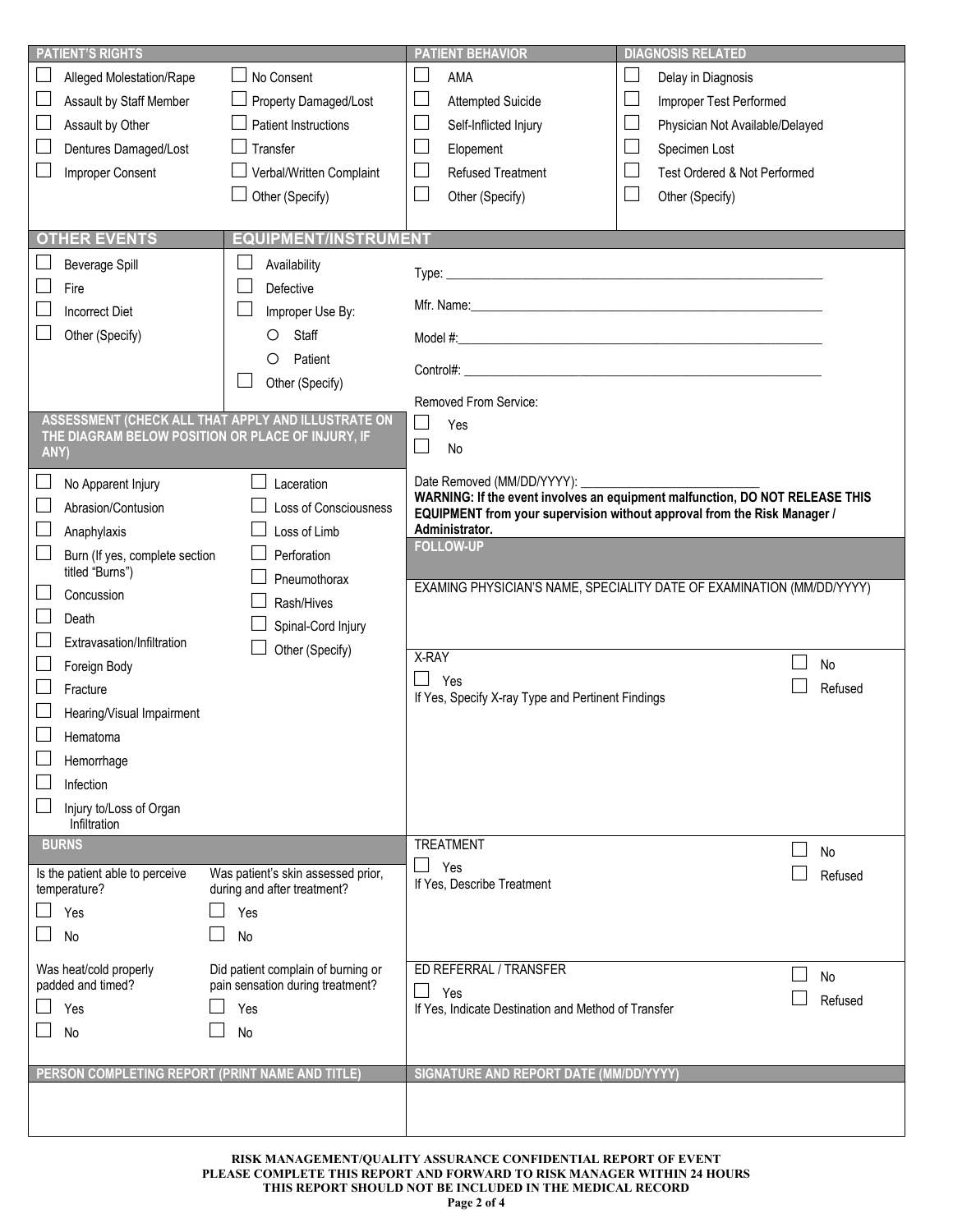## PATIENT'S RIGHTS

- ☐ Alleged Molestation/Rape
- ☐ Assault by Staff Member
- ☐ Assault by Other
- ☐ Dentures Damaged/Lost
- ☐ Improper Consent
- ☐ No Consent
- ☐ Property Damaged/Lost
- ☐ Patient Instructions
- ☐ Transfer
- ☐ Verbal/Written Complaint
- ☐ Other (Specify)

## PATIENT BEHAVIOR

- ☐ AMA
- ☐ Attempted Suicide
- ☐ Self-Inflicted Injury
- ☐ Elopement
- ☐ Refused Treatment
- ☐ Other (Specify)

## DIAGNOSIS RELATED

- ☐ Delay in Diagnosis
- ☐ Improper Test Performed
- ☐ Physician Not Available/Delayed
- ☐ Specimen Lost
- ☐ Test Ordered & Not Performed
- ☐ Other (Specify)

## OTHER EVENTS

- ☐ Beverage Spill
- ☐ Fire
- ☐ Incorrect Diet
- ☐ Other (Specify)

## EQUIPMENT/INSTRUMENT

- ☐ Availability
- ☐ Defective
- ☐ Improper Use By:
  - ○ Staff
  - ○ Patient
- ☐ Other (Specify)

Type: ___________________________________________

Mfr. Name: ___________________________________________

Model #: ___________________________________________

Control#: ___________________________________________

Removed From Service:

- ☐ Yes
- ☐ No

Date Removed (MM/DD/YYYY): ___________________________

**WARNING: If the event involves an equipment malfunction, DO NOT RELEASE THIS EQUIPMENT from your supervision without approval from the Risk Manager / Administrator.**

## ASSESSMENT (CHECK ALL THAT APPLY AND ILLUSTRATE ON THE DIAGRAM BELOW POSITION OR PLACE OF INJURY, IF ANY)

- ☐ No Apparent Injury
- ☐ Abrasion/Contusion
- ☐ Anaphylaxis
- ☐ Burn (If yes, complete section titled "Burns")
- ☐ Concussion
- ☐ Death
- ☐ Extravasation/Infiltration
- ☐ Foreign Body
- ☐ Fracture
- ☐ Hearing/Visual Impairment
- ☐ Hematoma
- ☐ Hemorrhage
- ☐ Infection
- ☐ Injury to/Loss of Organ Infiltration
- ☐ Laceration
- ☐ Loss of Consciousness
- ☐ Loss of Limb
- ☐ Perforation
- ☐ Pneumothorax
- ☐ Rash/Hives
- ☐ Spinal-Cord Injury
- ☐ Other (Specify)

## FOLLOW-UP

EXAMING PHYSICIAN'S NAME, SPECIALITY DATE OF EXAMINATION (MM/DD/YYYY)

X-RAY

- ☐ Yes
- ☐ No
- ☐ Refused

If Yes, Specify X-ray Type and Pertinent Findings

TREATMENT

- ☐ Yes
- ☐ No
- ☐ Refused

If Yes, Describe Treatment

ED REFERRAL / TRANSFER

- ☐ Yes
- ☐ No
- ☐ Refused

If Yes, Indicate Destination and Method of Transfer

## BURNS

Is the patient able to perceive temperature?

- ☐ Yes
- ☐ No

Was patient's skin assessed prior, during and after treatment?

- ☐ Yes
- ☐ No

Was heat/cold properly padded and timed?

- ☐ Yes
- ☐ No

Did patient complain of burning or pain sensation during treatment?

- ☐ Yes
- ☐ No

| PERSON COMPLETING REPORT (PRINT NAME AND TITLE) | SIGNATURE AND REPORT DATE (MM/DD/YYYY) |
| --- | --- |
| | |

**RISK MANAGEMENT/QUALITY ASSURANCE CONFIDENTIAL REPORT OF EVENT**
**PLEASE COMPLETE THIS REPORT AND FORWARD TO RISK MANAGER WITHIN 24 HOURS**
**THIS REPORT SHOULD NOT BE INCLUDED IN THE MEDICAL RECORD**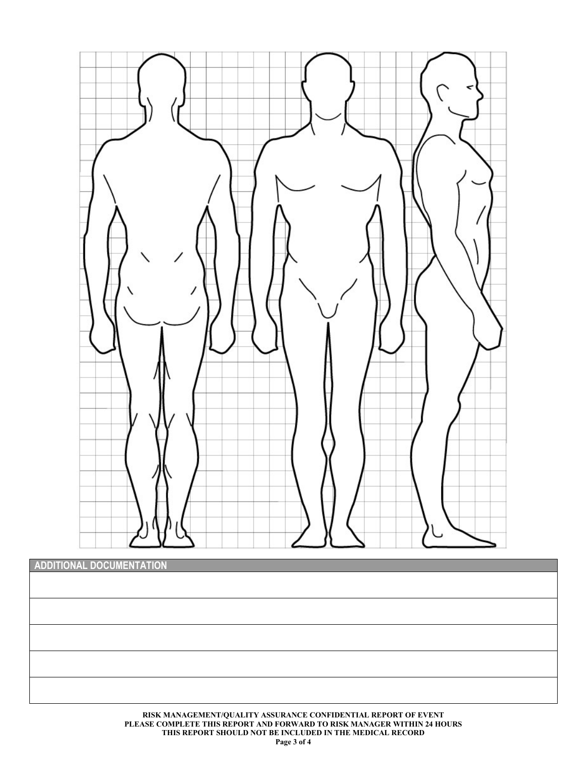## ADDITIONAL DOCUMENTATION

| |
|---|
| |
| |
| |
| |
| |

**RISK MANAGEMENT/QUALITY ASSURANCE CONFIDENTIAL REPORT OF EVENT**
**PLEASE COMPLETE THIS REPORT AND FORWARD TO RISK MANAGER WITHIN 24 HOURS**
**THIS REPORT SHOULD NOT BE INCLUDED IN THE MEDICAL RECORD**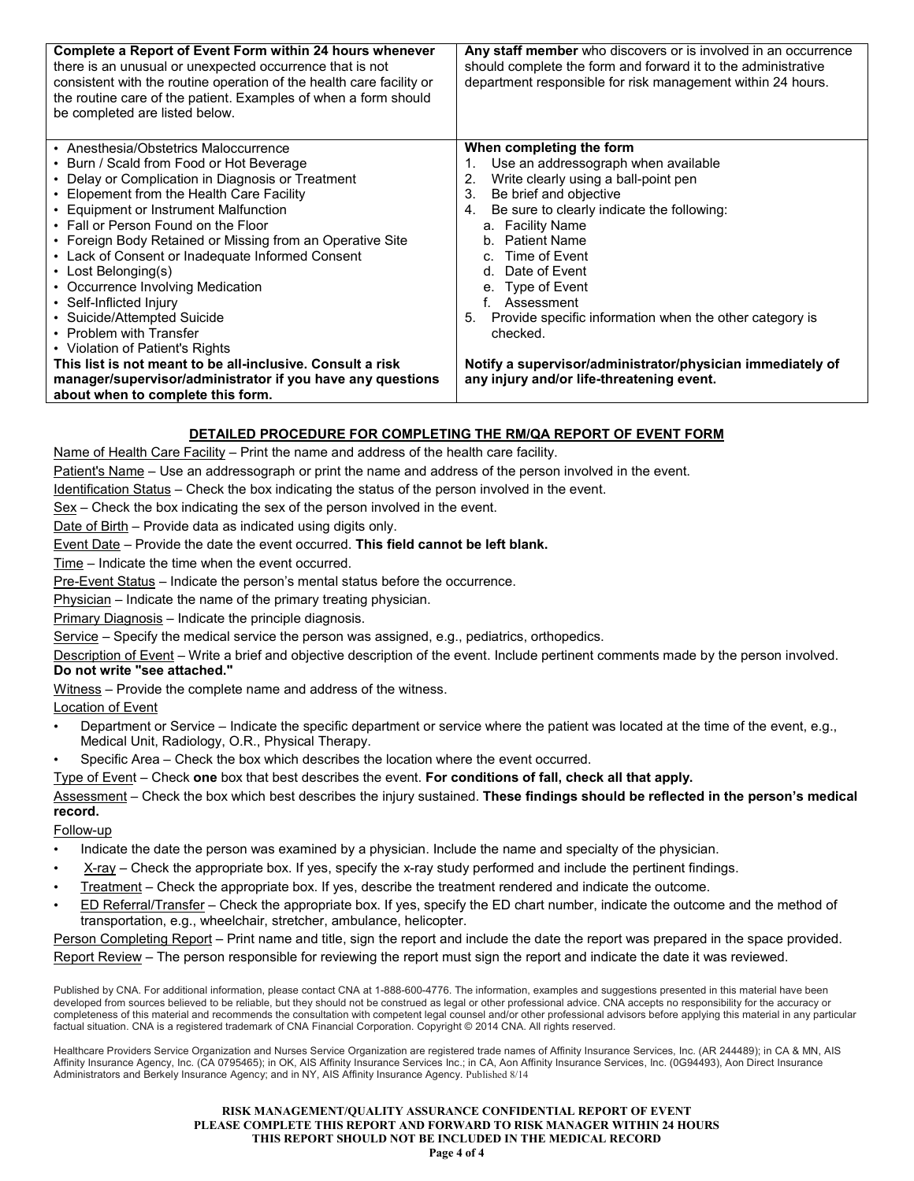| | |
|---|---|
| **Complete a Report of Event Form within 24 hours whenever** there is an unusual or unexpected occurrence that is not consistent with the routine operation of the health care facility or the routine care of the patient. Examples of when a form should be completed are listed below. | **Any staff member** who discovers or is involved in an occurrence should complete the form and forward it to the administrative department responsible for risk management within 24 hours. |
| • Anesthesia/Obstetrics Maloccurrence<br>• Burn / Scald from Food or Hot Beverage<br>• Delay or Complication in Diagnosis or Treatment<br>• Elopement from the Health Care Facility<br>• Equipment or Instrument Malfunction<br>• Fall or Person Found on the Floor<br>• Foreign Body Retained or Missing from an Operative Site<br>• Lack of Consent or Inadequate Informed Consent<br>• Lost Belonging(s)<br>• Occurrence Involving Medication<br>• Self-Inflicted Injury<br>• Suicide/Attempted Suicide<br>• Problem with Transfer<br>• Violation of Patient's Rights<br>**This list is not meant to be all-inclusive. Consult a risk manager/supervisor/administrator if you have any questions about when to complete this form.** | **When completing the form**<br>1. Use an addressograph when available<br>2. Write clearly using a ball-point pen<br>3. Be brief and objective<br>4. Be sure to clearly indicate the following:<br>a. Facility Name<br>b. Patient Name<br>c. Time of Event<br>d. Date of Event<br>e. Type of Event<br>f. Assessment<br>5. Provide specific information when the other category is checked.<br><br>**Notify a supervisor/administrator/physician immediately of any injury and/or life-threatening event.** |

## DETAILED PROCEDURE FOR COMPLETING THE RM/QA REPORT OF EVENT FORM

Name of Health Care Facility – Print the name and address of the health care facility.

Patient's Name – Use an addressograph or print the name and address of the person involved in the event.

Identification Status – Check the box indicating the status of the person involved in the event.

Sex – Check the box indicating the sex of the person involved in the event.

Date of Birth – Provide data as indicated using digits only.

Event Date – Provide the date the event occurred. **This field cannot be left blank.**

Time – Indicate the time when the event occurred.

Pre-Event Status – Indicate the person's mental status before the occurrence.

Physician – Indicate the name of the primary treating physician.

Primary Diagnosis – Indicate the principle diagnosis.

Service – Specify the medical service the person was assigned, e.g., pediatrics, orthopedics.

Description of Event – Write a brief and objective description of the event. Include pertinent comments made by the person involved. **Do not write "see attached."**

Witness – Provide the complete name and address of the witness.

Location of Event

- Department or Service – Indicate the specific department or service where the patient was located at the time of the event, e.g., Medical Unit, Radiology, O.R., Physical Therapy.
- Specific Area – Check the box which describes the location where the event occurred.

Type of Event – Check **one** box that best describes the event. **For conditions of fall, check all that apply.**

Assessment – Check the box which best describes the injury sustained. **These findings should be reflected in the person's medical record.**

Follow-up

- Indicate the date the person was examined by a physician. Include the name and specialty of the physician.
- X-ray – Check the appropriate box. If yes, specify the x-ray study performed and include the pertinent findings.
- Treatment – Check the appropriate box. If yes, describe the treatment rendered and indicate the outcome.
- ED Referral/Transfer – Check the appropriate box. If yes, specify the ED chart number, indicate the outcome and the method of transportation, e.g., wheelchair, stretcher, ambulance, helicopter.

Person Completing Report – Print name and title, sign the report and include the date the report was prepared in the space provided.

Report Review – The person responsible for reviewing the report must sign the report and indicate the date it was reviewed.

Published by CNA. For additional information, please contact CNA at 1-888-600-4776. The information, examples and suggestions presented in this material have been developed from sources believed to be reliable, but they should not be construed as legal or other professional advice. CNA accepts no responsibility for the accuracy or completeness of this material and recommends the consultation with competent legal counsel and/or other professional advisors before applying this material in any particular factual situation. CNA is a registered trademark of CNA Financial Corporation. Copyright © 2014 CNA. All rights reserved.

Healthcare Providers Service Organization and Nurses Service Organization are registered trade names of Affinity Insurance Services, Inc. (AR 244489); in CA & MN, AIS Affinity Insurance Agency, Inc. (CA 0795465); in OK, AIS Affinity Insurance Services Inc.; in CA, Aon Affinity Insurance Services, Inc. (0G94493), Aon Direct Insurance Administrators and Berkely Insurance Agency; and in NY, AIS Affinity Insurance Agency. Published 8/14

**RISK MANAGEMENT/QUALITY ASSURANCE CONFIDENTIAL REPORT OF EVENT**
**PLEASE COMPLETE THIS REPORT AND FORWARD TO RISK MANAGER WITHIN 24 HOURS**
**THIS REPORT SHOULD NOT BE INCLUDED IN THE MEDICAL RECORD**